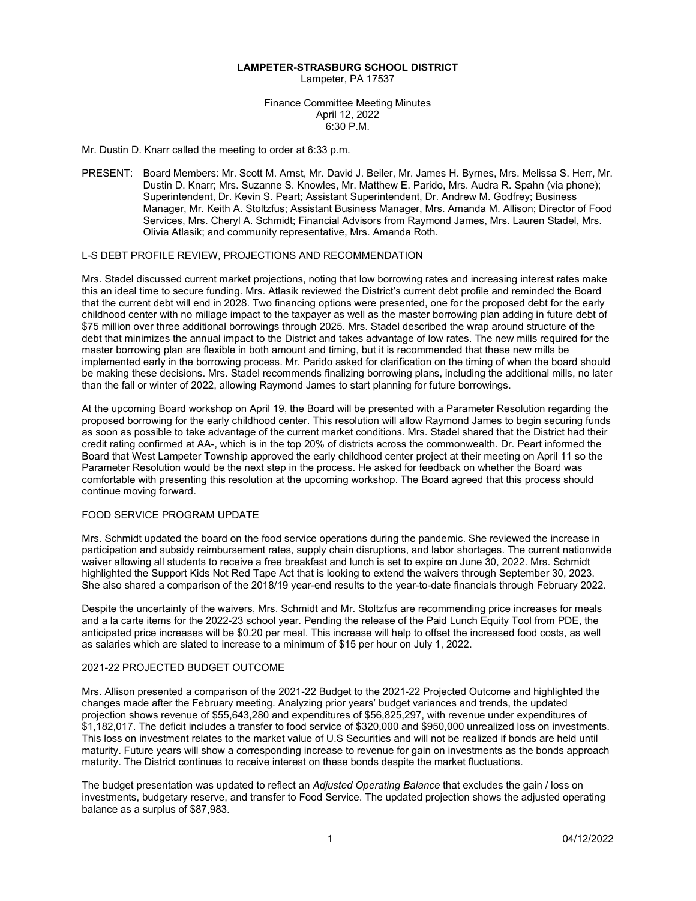**LAMPETER-STRASBURG SCHOOL DISTRICT**
Lampeter, PA 17537

Finance Committee Meeting Minutes
April 12, 2022
6:30 P.M.

Mr. Dustin D. Knarr called the meeting to order at 6:33 p.m.

PRESENT: Board Members: Mr. Scott M. Arnst, Mr. David J. Beiler, Mr. James H. Byrnes, Mrs. Melissa S. Herr, Mr. Dustin D. Knarr; Mrs. Suzanne S. Knowles, Mr. Matthew E. Parido, Mrs. Audra R. Spahn (via phone); Superintendent, Dr. Kevin S. Peart; Assistant Superintendent, Dr. Andrew M. Godfrey; Business Manager, Mr. Keith A. Stoltzfus; Assistant Business Manager, Mrs. Amanda M. Allison; Director of Food Services, Mrs. Cheryl A. Schmidt; Financial Advisors from Raymond James, Mrs. Lauren Stadel, Mrs. Olivia Atlasik; and community representative, Mrs. Amanda Roth.

<u>L-S DEBT PROFILE REVIEW, PROJECTIONS AND RECOMMENDATION</u>

Mrs. Stadel discussed current market projections, noting that low borrowing rates and increasing interest rates make this an ideal time to secure funding. Mrs. Atlasik reviewed the District's current debt profile and reminded the Board that the current debt will end in 2028. Two financing options were presented, one for the proposed debt for the early childhood center with no millage impact to the taxpayer as well as the master borrowing plan adding in future debt of $75 million over three additional borrowings through 2025. Mrs. Stadel described the wrap around structure of the debt that minimizes the annual impact to the District and takes advantage of low rates. The new mills required for the master borrowing plan are flexible in both amount and timing, but it is recommended that these new mills be implemented early in the borrowing process. Mr. Parido asked for clarification on the timing of when the board should be making these decisions. Mrs. Stadel recommends finalizing borrowing plans, including the additional mills, no later than the fall or winter of 2022, allowing Raymond James to start planning for future borrowings.

At the upcoming Board workshop on April 19, the Board will be presented with a Parameter Resolution regarding the proposed borrowing for the early childhood center. This resolution will allow Raymond James to begin securing funds as soon as possible to take advantage of the current market conditions. Mrs. Stadel shared that the District had their credit rating confirmed at AA-, which is in the top 20% of districts across the commonwealth. Dr. Peart informed the Board that West Lampeter Township approved the early childhood center project at their meeting on April 11 so the Parameter Resolution would be the next step in the process. He asked for feedback on whether the Board was comfortable with presenting this resolution at the upcoming workshop. The Board agreed that this process should continue moving forward.

<u>FOOD SERVICE PROGRAM UPDATE</u>

Mrs. Schmidt updated the board on the food service operations during the pandemic. She reviewed the increase in participation and subsidy reimbursement rates, supply chain disruptions, and labor shortages. The current nationwide waiver allowing all students to receive a free breakfast and lunch is set to expire on June 30, 2022. Mrs. Schmidt highlighted the Support Kids Not Red Tape Act that is looking to extend the waivers through September 30, 2023. She also shared a comparison of the 2018/19 year-end results to the year-to-date financials through February 2022.

Despite the uncertainty of the waivers, Mrs. Schmidt and Mr. Stoltzfus are recommending price increases for meals and a la carte items for the 2022-23 school year. Pending the release of the Paid Lunch Equity Tool from PDE, the anticipated price increases will be $0.20 per meal. This increase will help to offset the increased food costs, as well as salaries which are slated to increase to a minimum of $15 per hour on July 1, 2022.

<u>2021-22 PROJECTED BUDGET OUTCOME</u>

Mrs. Allison presented a comparison of the 2021-22 Budget to the 2021-22 Projected Outcome and highlighted the changes made after the February meeting. Analyzing prior years' budget variances and trends, the updated projection shows revenue of $55,643,280 and expenditures of $56,825,297, with revenue under expenditures of $1,182,017. The deficit includes a transfer to food service of $320,000 and $950,000 unrealized loss on investments. This loss on investment relates to the market value of U.S Securities and will not be realized if bonds are held until maturity. Future years will show a corresponding increase to revenue for gain on investments as the bonds approach maturity. The District continues to receive interest on these bonds despite the market fluctuations.

The budget presentation was updated to reflect an *Adjusted Operating Balance* that excludes the gain / loss on investments, budgetary reserve, and transfer to Food Service. The updated projection shows the adjusted operating balance as a surplus of $87,983.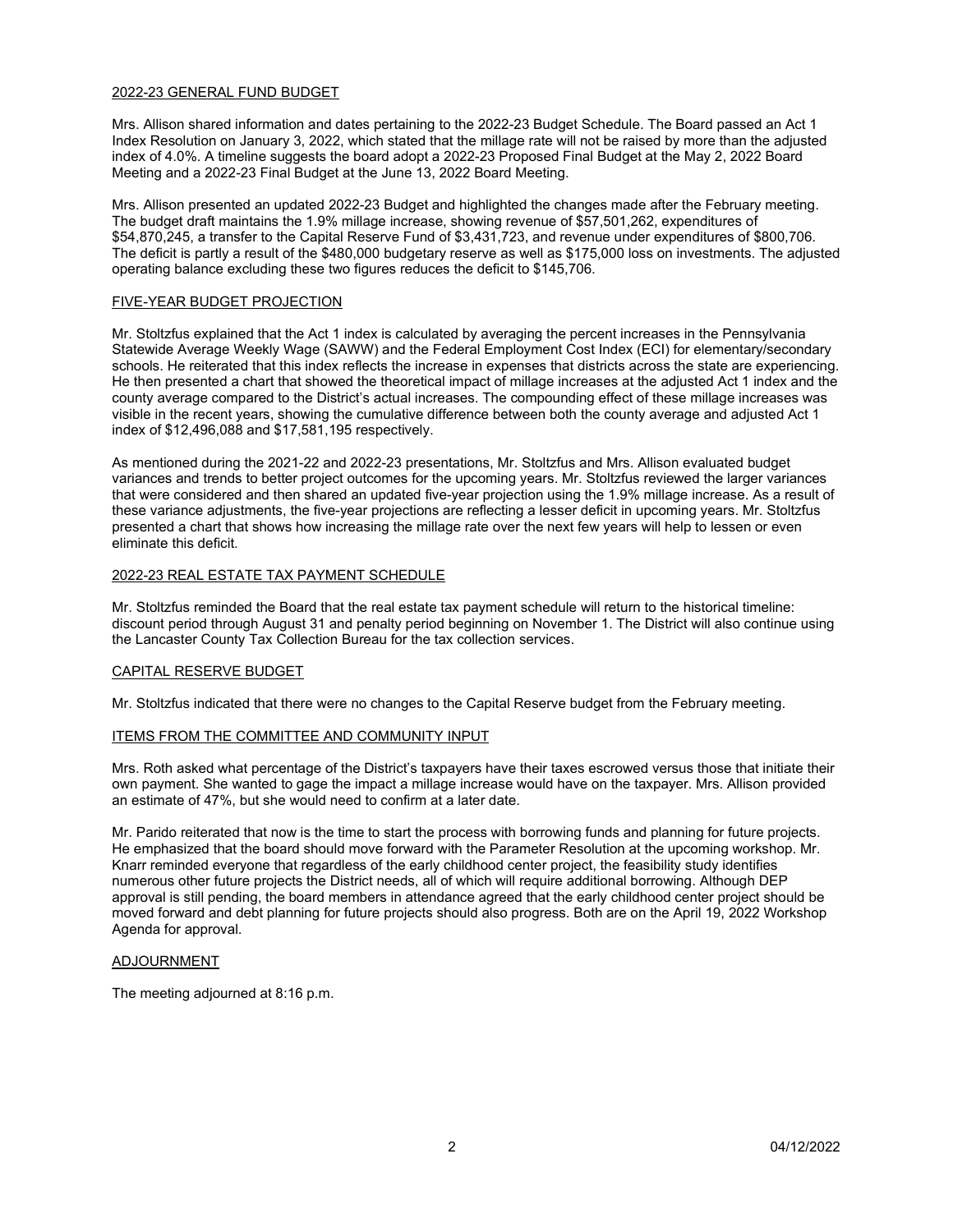## 2022-23 GENERAL FUND BUDGET

Mrs. Allison shared information and dates pertaining to the 2022-23 Budget Schedule. The Board passed an Act 1 Index Resolution on January 3, 2022, which stated that the millage rate will not be raised by more than the adjusted index of 4.0%. A timeline suggests the board adopt a 2022-23 Proposed Final Budget at the May 2, 2022 Board Meeting and a 2022-23 Final Budget at the June 13, 2022 Board Meeting.

Mrs. Allison presented an updated 2022-23 Budget and highlighted the changes made after the February meeting. The budget draft maintains the 1.9% millage increase, showing revenue of $57,501,262, expenditures of $54,870,245, a transfer to the Capital Reserve Fund of $3,431,723, and revenue under expenditures of $800,706. The deficit is partly a result of the $480,000 budgetary reserve as well as $175,000 loss on investments. The adjusted operating balance excluding these two figures reduces the deficit to $145,706.

## FIVE-YEAR BUDGET PROJECTION

Mr. Stoltzfus explained that the Act 1 index is calculated by averaging the percent increases in the Pennsylvania Statewide Average Weekly Wage (SAWW) and the Federal Employment Cost Index (ECI) for elementary/secondary schools. He reiterated that this index reflects the increase in expenses that districts across the state are experiencing. He then presented a chart that showed the theoretical impact of millage increases at the adjusted Act 1 index and the county average compared to the District's actual increases. The compounding effect of these millage increases was visible in the recent years, showing the cumulative difference between both the county average and adjusted Act 1 index of $12,496,088 and $17,581,195 respectively.

As mentioned during the 2021-22 and 2022-23 presentations, Mr. Stoltzfus and Mrs. Allison evaluated budget variances and trends to better project outcomes for the upcoming years. Mr. Stoltzfus reviewed the larger variances that were considered and then shared an updated five-year projection using the 1.9% millage increase. As a result of these variance adjustments, the five-year projections are reflecting a lesser deficit in upcoming years. Mr. Stoltzfus presented a chart that shows how increasing the millage rate over the next few years will help to lessen or even eliminate this deficit.

## 2022-23 REAL ESTATE TAX PAYMENT SCHEDULE

Mr. Stoltzfus reminded the Board that the real estate tax payment schedule will return to the historical timeline: discount period through August 31 and penalty period beginning on November 1. The District will also continue using the Lancaster County Tax Collection Bureau for the tax collection services.

## CAPITAL RESERVE BUDGET

Mr. Stoltzfus indicated that there were no changes to the Capital Reserve budget from the February meeting.

## ITEMS FROM THE COMMITTEE AND COMMUNITY INPUT

Mrs. Roth asked what percentage of the District's taxpayers have their taxes escrowed versus those that initiate their own payment. She wanted to gage the impact a millage increase would have on the taxpayer. Mrs. Allison provided an estimate of 47%, but she would need to confirm at a later date.

Mr. Parido reiterated that now is the time to start the process with borrowing funds and planning for future projects. He emphasized that the board should move forward with the Parameter Resolution at the upcoming workshop. Mr. Knarr reminded everyone that regardless of the early childhood center project, the feasibility study identifies numerous other future projects the District needs, all of which will require additional borrowing. Although DEP approval is still pending, the board members in attendance agreed that the early childhood center project should be moved forward and debt planning for future projects should also progress. Both are on the April 19, 2022 Workshop Agenda for approval.

## ADJOURNMENT

The meeting adjourned at 8:16 p.m.